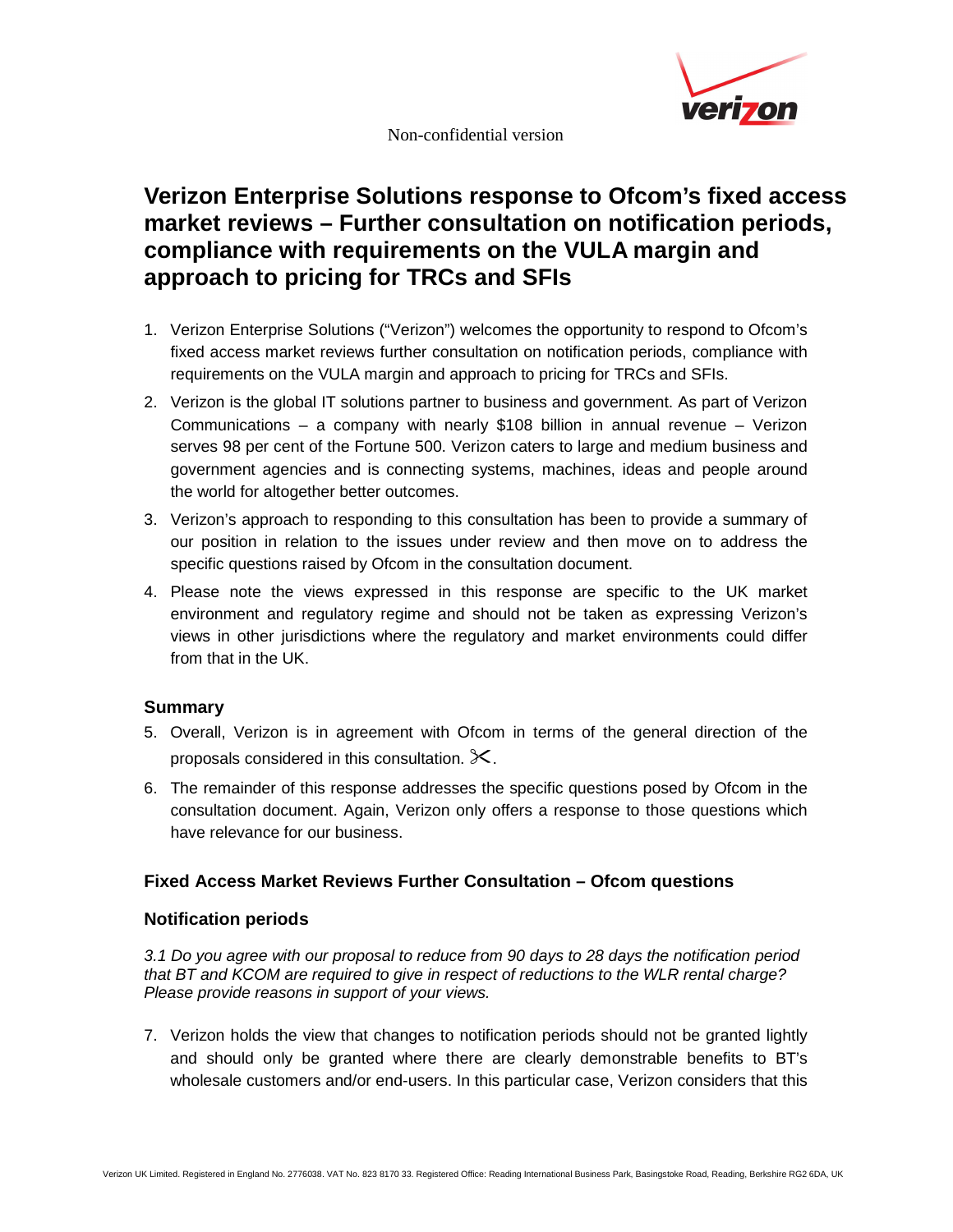Non-confidential version

# Verizon Enterprise Solutions response to Ofcom's fixed access market reviews – Further consultation on notification periods, compliance with requirements on the VULA margin and approach to pricing for TRCs and SFIs

1. Verizon Enterprise Solutions ("Verizon") welcomes the opportunity to respond to Ofcom's fixed access market reviews further consultation on notification periods, compliance with requirements on the VULA margin and approach to pricing for TRCs and SFIs.
2. Verizon is the global IT solutions partner to business and government. As part of Verizon Communications – a company with nearly $108 billion in annual revenue – Verizon serves 98 per cent of the Fortune 500. Verizon caters to large and medium business and government agencies and is connecting systems, machines, ideas and people around the world for altogether better outcomes.
3. Verizon's approach to responding to this consultation has been to provide a summary of our position in relation to the issues under review and then move on to address the specific questions raised by Ofcom in the consultation document.
4. Please note the views expressed in this response are specific to the UK market environment and regulatory regime and should not be taken as expressing Verizon's views in other jurisdictions where the regulatory and market environments could differ from that in the UK.

## Summary

5. Overall, Verizon is in agreement with Ofcom in terms of the general direction of the proposals considered in this consultation. ✂.
6. The remainder of this response addresses the specific questions posed by Ofcom in the consultation document. Again, Verizon only offers a response to those questions which have relevance for our business.

## Fixed Access Market Reviews Further Consultation – Ofcom questions

### Notification periods

*3.1 Do you agree with our proposal to reduce from 90 days to 28 days the notification period that BT and KCOM are required to give in respect of reductions to the WLR rental charge? Please provide reasons in support of your views.*

7. Verizon holds the view that changes to notification periods should not be granted lightly and should only be granted where there are clearly demonstrable benefits to BT's wholesale customers and/or end-users. In this particular case, Verizon considers that this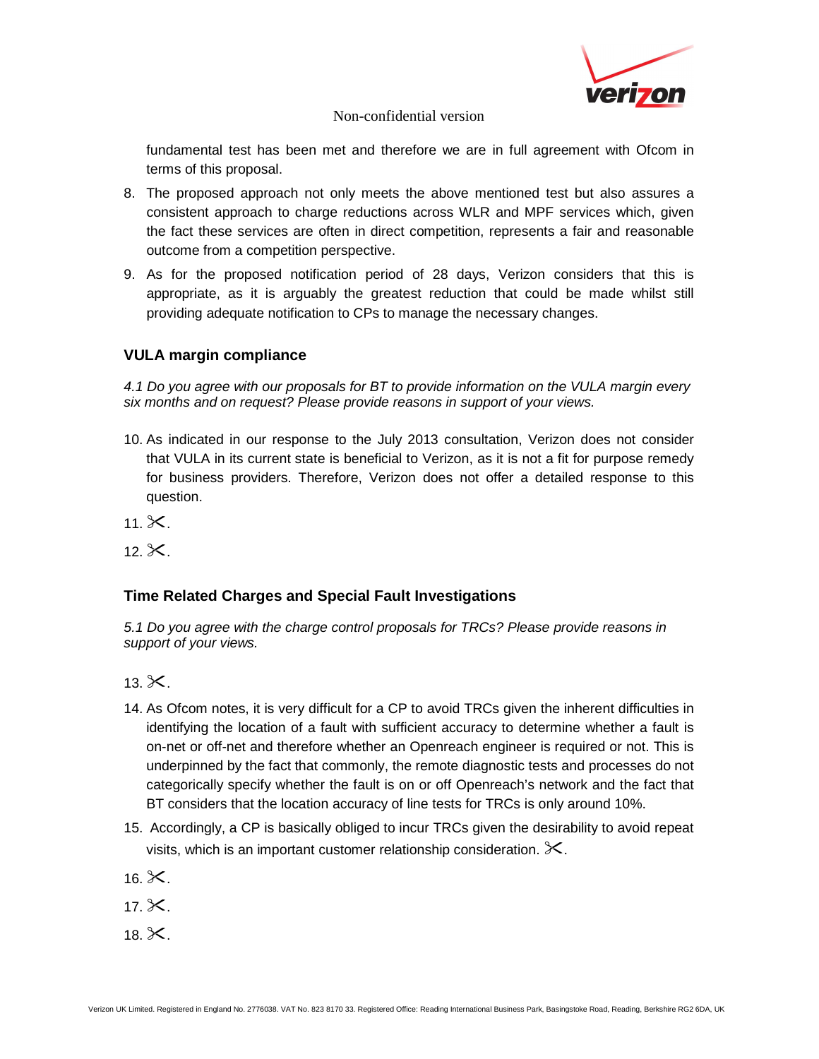fundamental test has been met and therefore we are in full agreement with Ofcom in terms of this proposal.

8. The proposed approach not only meets the above mentioned test but also assures a consistent approach to charge reductions across WLR and MPF services which, given the fact these services are often in direct competition, represents a fair and reasonable outcome from a competition perspective.

9. As for the proposed notification period of 28 days, Verizon considers that this is appropriate, as it is arguably the greatest reduction that could be made whilst still providing adequate notification to CPs to manage the necessary changes.

## VULA margin compliance

*4.1 Do you agree with our proposals for BT to provide information on the VULA margin every six months and on request? Please provide reasons in support of your views.*

10. As indicated in our response to the July 2013 consultation, Verizon does not consider that VULA in its current state is beneficial to Verizon, as it is not a fit for purpose remedy for business providers. Therefore, Verizon does not offer a detailed response to this question.

11. ✂.

12. ✂.

## Time Related Charges and Special Fault Investigations

*5.1 Do you agree with the charge control proposals for TRCs? Please provide reasons in support of your views.*

13. ✂.

14. As Ofcom notes, it is very difficult for a CP to avoid TRCs given the inherent difficulties in identifying the location of a fault with sufficient accuracy to determine whether a fault is on-net or off-net and therefore whether an Openreach engineer is required or not. This is underpinned by the fact that commonly, the remote diagnostic tests and processes do not categorically specify whether the fault is on or off Openreach's network and the fact that BT considers that the location accuracy of line tests for TRCs is only around 10%.

15. Accordingly, a CP is basically obliged to incur TRCs given the desirability to avoid repeat visits, which is an important customer relationship consideration. ✂.

16. ✂.

17. ✂.

18. ✂.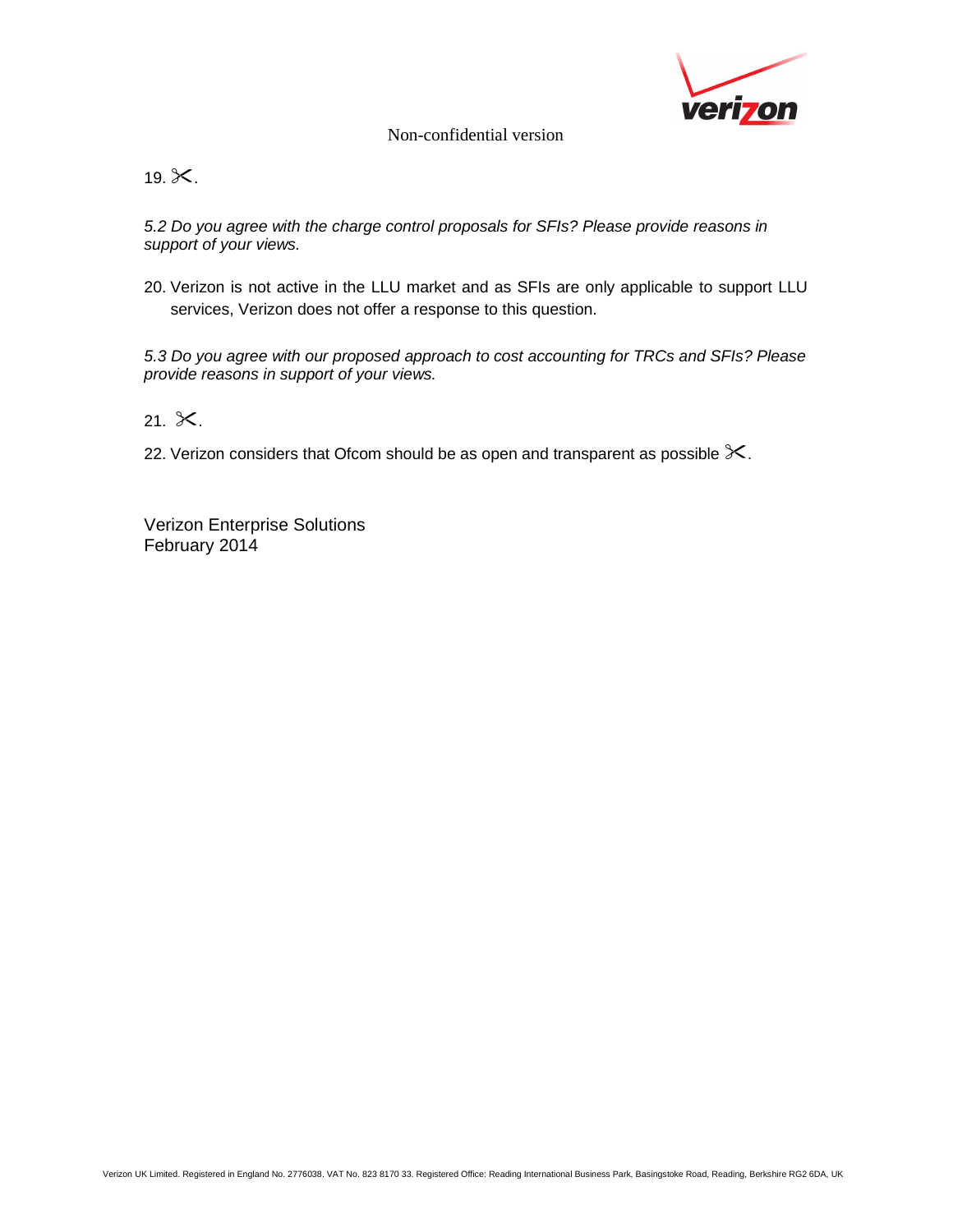Non-confidential version

19. ✂.

*5.2 Do you agree with the charge control proposals for SFIs? Please provide reasons in support of your views.*

20. Verizon is not active in the LLU market and as SFIs are only applicable to support LLU services, Verizon does not offer a response to this question.

*5.3 Do you agree with our proposed approach to cost accounting for TRCs and SFIs? Please provide reasons in support of your views.*

21. ✂.

22. Verizon considers that Ofcom should be as open and transparent as possible ✂.

Verizon Enterprise Solutions
February 2014